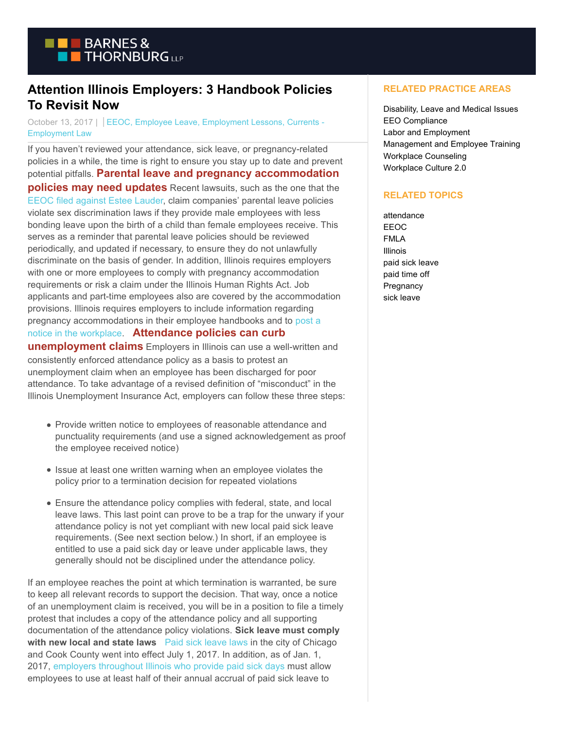BARNES & THORNBURG LLP

# Attention Illinois Employers: 3 Handbook Policies To Revisit Now

October 13, 2017 | | EEOC, Employee Leave, Employment Lessons, Currents - Employment Law

If you haven't reviewed your attendance, sick leave, or pregnancy-related policies in a while, the time is right to ensure you stay up to date and prevent potential pitfalls.

## Parental leave and pregnancy accommodation policies may need updates

Recent lawsuits, such as the one that the EEOC filed against Estee Lauder, claim companies' parental leave policies violate sex discrimination laws if they provide male employees with less bonding leave upon the birth of a child than female employees receive. This serves as a reminder that parental leave policies should be reviewed periodically, and updated if necessary, to ensure they do not unlawfully discriminate on the basis of gender. In addition, Illinois requires employers with one or more employees to comply with pregnancy accommodation requirements or risk a claim under the Illinois Human Rights Act. Job applicants and part-time employees also are covered by the accommodation provisions. Illinois requires employers to include information regarding pregnancy accommodations in their employee handbooks and to post a notice in the workplace.

## Attendance policies can curb unemployment claims

Employers in Illinois can use a well-written and consistently enforced attendance policy as a basis to protest an unemployment claim when an employee has been discharged for poor attendance. To take advantage of a revised definition of "misconduct" in the Illinois Unemployment Insurance Act, employers can follow these three steps:

- Provide written notice to employees of reasonable attendance and punctuality requirements (and use a signed acknowledgement as proof the employee received notice)
- Issue at least one written warning when an employee violates the policy prior to a termination decision for repeated violations
- Ensure the attendance policy complies with federal, state, and local leave laws. This last point can prove to be a trap for the unwary if your attendance policy is not yet compliant with new local paid sick leave requirements. (See next section below.) In short, if an employee is entitled to use a paid sick day or leave under applicable laws, they generally should not be disciplined under the attendance policy.

If an employee reaches the point at which termination is warranted, be sure to keep all relevant records to support the decision. That way, once a notice of an unemployment claim is received, you will be in a position to file a timely protest that includes a copy of the attendance policy and all supporting documentation of the attendance policy violations.

**Sick leave must comply with new local and state laws**

Paid sick leave laws in the city of Chicago and Cook County went into effect July 1, 2017. In addition, as of Jan. 1, 2017, employers throughout Illinois who provide paid sick days must allow employees to use at least half of their annual accrual of paid sick leave to

### RELATED PRACTICE AREAS

Disability, Leave and Medical Issues
EEO Compliance
Labor and Employment
Management and Employee Training
Workplace Counseling
Workplace Culture 2.0

### RELATED TOPICS

attendance
EEOC
FMLA
Illinois
paid sick leave
paid time off
Pregnancy
sick leave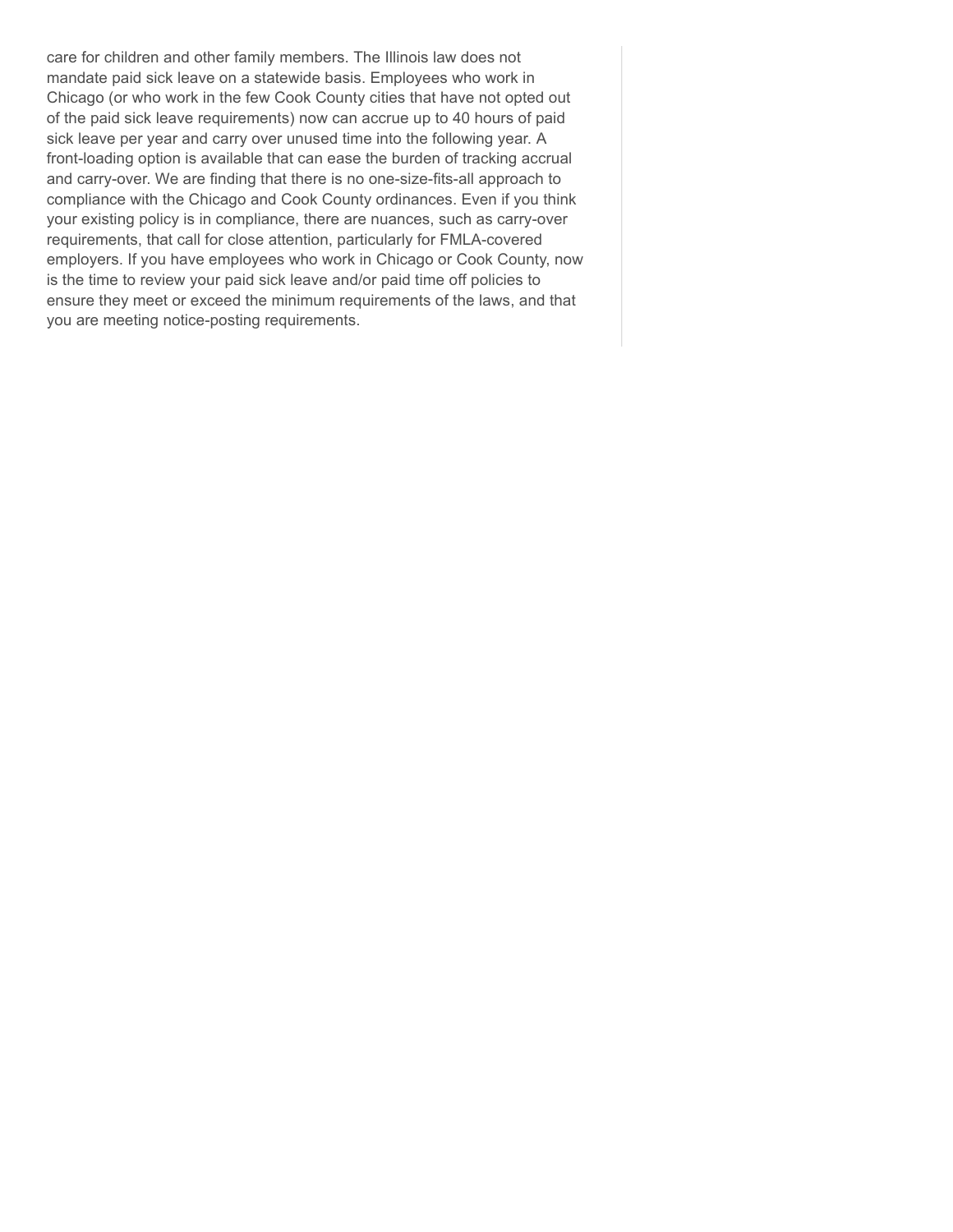care for children and other family members. The Illinois law does not mandate paid sick leave on a statewide basis. Employees who work in Chicago (or who work in the few Cook County cities that have not opted out of the paid sick leave requirements) now can accrue up to 40 hours of paid sick leave per year and carry over unused time into the following year. A front-loading option is available that can ease the burden of tracking accrual and carry-over. We are finding that there is no one-size-fits-all approach to compliance with the Chicago and Cook County ordinances. Even if you think your existing policy is in compliance, there are nuances, such as carry-over requirements, that call for close attention, particularly for FMLA-covered employers. If you have employees who work in Chicago or Cook County, now is the time to review your paid sick leave and/or paid time off policies to ensure they meet or exceed the minimum requirements of the laws, and that you are meeting notice-posting requirements.